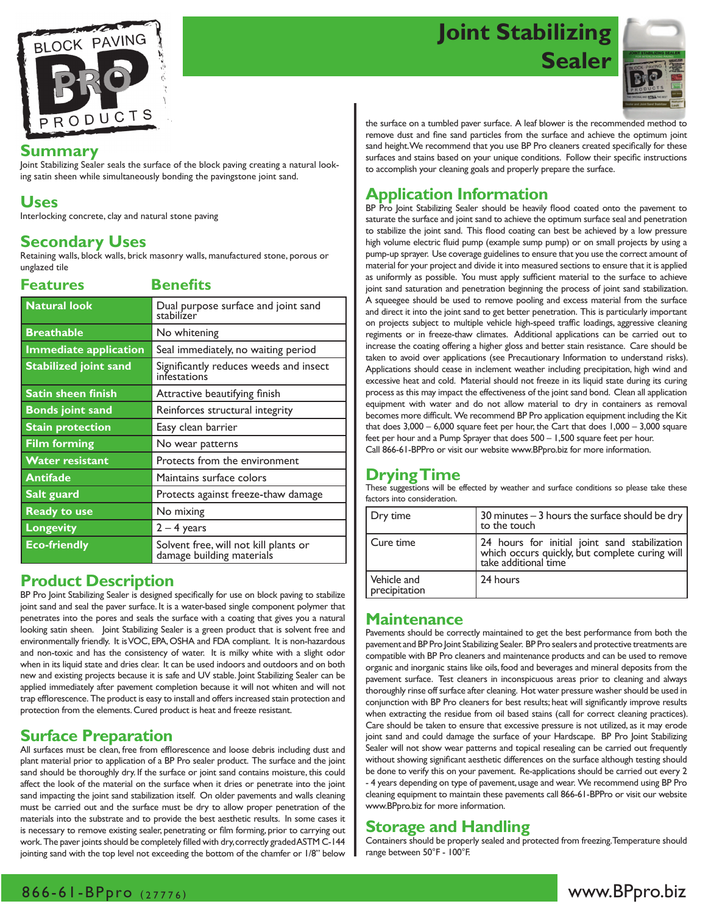# Joint Stabilizing Sealer

## Summary

Joint Stabilizing Sealer seals the surface of the block paving creating a natural looking satin sheen while simultaneously bonding the pavingstone joint sand.

## Uses

Interlocking concrete, clay and natural stone paving

## Secondary Uses

Retaining walls, block walls, brick masonry walls, manufactured stone, porous or unglazed tile

| Features | Benefits |
|---|---|
| Natural look | Dual purpose surface and joint sand stabilizer |
| Breathable | No whitening |
| Immediate application | Seal immediately, no waiting period |
| Stabilized joint sand | Significantly reduces weeds and insect infestations |
| Satin sheen finish | Attractive beautifying finish |
| Bonds joint sand | Reinforces structural integrity |
| Stain protection | Easy clean barrier |
| Film forming | No wear patterns |
| Water resistant | Protects from the environment |
| Antifade | Maintains surface colors |
| Salt guard | Protects against freeze-thaw damage |
| Ready to use | No mixing |
| Longevity | 2 – 4 years |
| Eco-friendly | Solvent free, will not kill plants or damage building materials |

## Product Description

BP Pro Joint Stabilizing Sealer is designed specifically for use on block paving to stabilize joint sand and seal the paver surface. It is a water-based single component polymer that penetrates into the pores and seals the surface with a coating that gives you a natural looking satin sheen. Joint Stabilizing Sealer is a green product that is solvent free and environmentally friendly. It is VOC, EPA, OSHA and FDA compliant. It is non-hazardous and non-toxic and has the consistency of water. It is milky white with a slight odor when in its liquid state and dries clear. It can be used indoors and outdoors and on both new and existing projects because it is safe and UV stable. Joint Stabilizing Sealer can be applied immediately after pavement completion because it will not whiten and will not trap efflorescence. The product is easy to install and offers increased stain protection and protection from the elements. Cured product is heat and freeze resistant.

## Surface Preparation

All surfaces must be clean, free from efflorescence and loose debris including dust and plant material prior to application of a BP Pro sealer product. The surface and the joint sand should be thoroughly dry. If the surface or joint sand contains moisture, this could affect the look of the material on the surface when it dries or penetrate into the joint sand impacting the joint sand stabilization itself. On older pavements and walls cleaning must be carried out and the surface must be dry to allow proper penetration of the materials into the substrate and to provide the best aesthetic results. In some cases it is necessary to remove existing sealer, penetrating or film forming, prior to carrying out work. The paver joints should be completely filled with dry, correctly graded ASTM C-144 jointing sand with the top level not exceeding the bottom of the chamfer or 1/8" below the surface on a tumbled paver surface. A leaf blower is the recommended method to remove dust and fine sand particles from the surface and achieve the optimum joint sand height. We recommend that you use BP Pro cleaners created specifically for these surfaces and stains based on your unique conditions. Follow their specific instructions to accomplish your cleaning goals and properly prepare the surface.

## Application Information

BP Pro Joint Stabilizing Sealer should be heavily flood coated onto the pavement to saturate the surface and joint sand to achieve the optimum surface seal and penetration to stabilize the joint sand. This flood coating can best be achieved by a low pressure high volume electric fluid pump (example sump pump) or on small projects by using a pump-up sprayer. Use coverage guidelines to ensure that you use the correct amount of material for your project and divide it into measured sections to ensure that it is applied as uniformly as possible. You must apply sufficient material to the surface to achieve joint sand saturation and penetration beginning the process of joint sand stabilization. A squeegee should be used to remove pooling and excess material from the surface and direct it into the joint sand to get better penetration. This is particularly important on projects subject to multiple vehicle high-speed traffic loadings, aggressive cleaning regiments or in freeze-thaw climates. Additional applications can be carried out to increase the coating offering a higher gloss and better stain resistance. Care should be taken to avoid over applications (see Precautionary Information to understand risks). Applications should cease in inclement weather including precipitation, high wind and excessive heat and cold. Material should not freeze in its liquid state during its curing process as this may impact the effectiveness of the joint sand bond. Clean all application equipment with water and do not allow material to dry in containers as removal becomes more difficult. We recommend BP Pro application equipment including the Kit that does 3,000 – 6,000 square feet per hour, the Cart that does 1,000 – 3,000 square feet per hour and a Pump Sprayer that does 500 – 1,500 square feet per hour.
Call 866-61-BPPro or visit our website www.BPpro.biz for more information.

## Drying Time

These suggestions will be effected by weather and surface conditions so please take these factors into consideration.

| | |
|---|---|
| Dry time | 30 minutes – 3 hours the surface should be dry to the touch |
| Cure time | 24 hours for initial joint sand stabilization which occurs quickly, but complete curing will take additional time |
| Vehicle and precipitation | 24 hours |

## Maintenance

Pavements should be correctly maintained to get the best performance from both the pavement and BP Pro Joint Stabilizing Sealer. BP Pro sealers and protective treatments are compatible with BP Pro cleaners and maintenance products and can be used to remove organic and inorganic stains like oils, food and beverages and mineral deposits from the pavement surface. Test cleaners in inconspicuous areas prior to cleaning and always thoroughly rinse off surface after cleaning. Hot water pressure washer should be used in conjunction with BP Pro cleaners for best results; heat will significantly improve results when extracting the residue from oil based stains (call for correct cleaning practices). Care should be taken to ensure that excessive pressure is not utilized, as it may erode joint sand and could damage the surface of your Hardscape. BP Pro Joint Stabilizing Sealer will not show wear patterns and topical resealing can be carried out frequently without showing significant aesthetic differences on the surface although testing should be done to verify this on your pavement. Re-applications should be carried out every 2 - 4 years depending on type of pavement, usage and wear. We recommend using BP Pro cleaning equipment to maintain these pavements call 866-61-BPPro or visit our website www.BPpro.biz for more information.

## Storage and Handling

Containers should be properly sealed and protected from freezing. Temperature should range between 50°F - 100°F.

866-61-BPpro (27776) www.BPpro.biz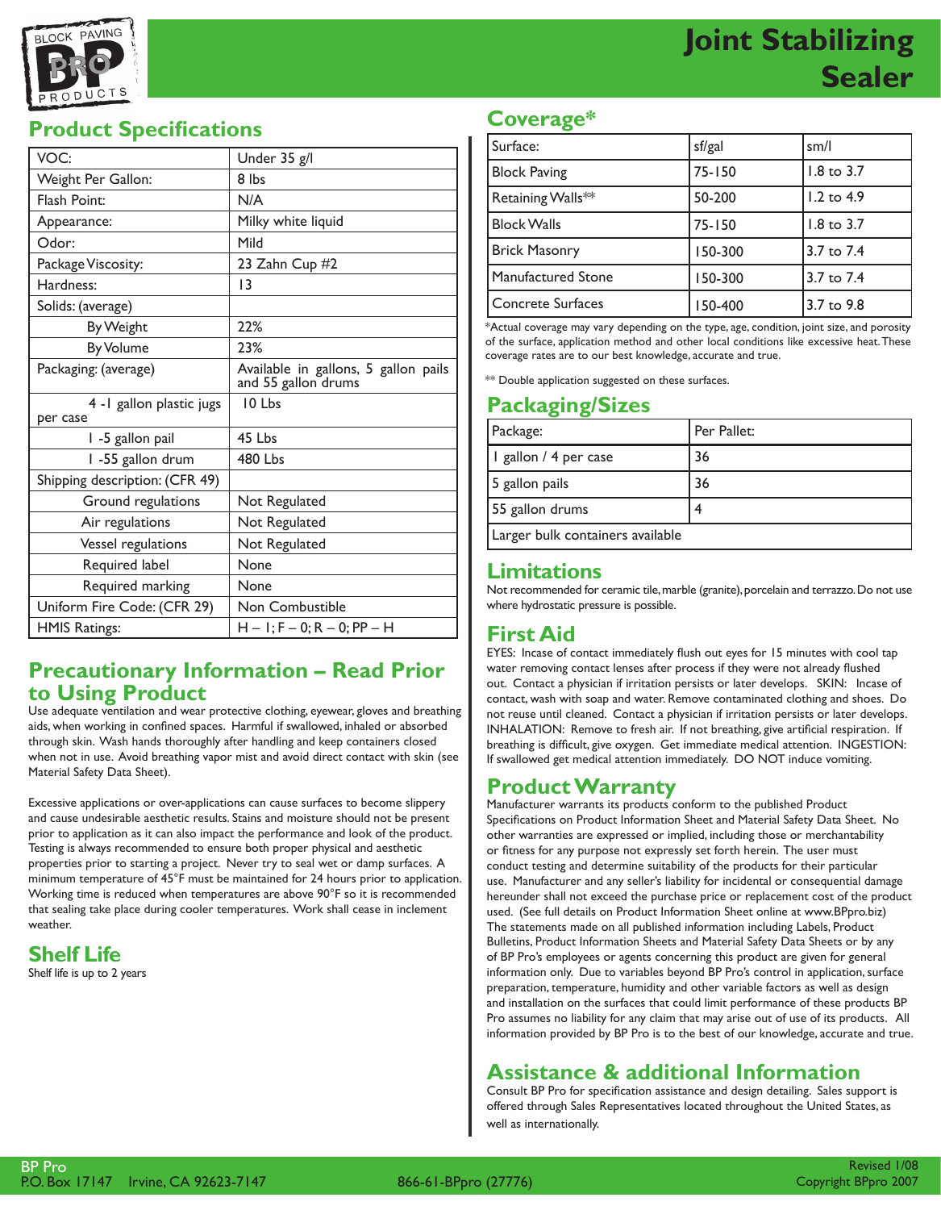# Joint Stabilizing Sealer

## Product Specifications

| | |
|---|---|
| VOC: | Under 35 g/l |
| Weight Per Gallon: | 8 lbs |
| Flash Point: | N/A |
| Appearance: | Milky white liquid |
| Odor: | Mild |
| Package Viscosity: | 23 Zahn Cup #2 |
| Hardness: | 13 |
| Solids: (average) | |
| By Weight | 22% |
| By Volume | 23% |
| Packaging: (average) | Available in gallons, 5 gallon pails and 55 gallon drums |
| 4 -1 gallon plastic jugs per case | 10 Lbs |
| 1 -5 gallon pail | 45 Lbs |
| 1 -55 gallon drum | 480 Lbs |
| Shipping description: (CFR 49) | |
| Ground regulations | Not Regulated |
| Air regulations | Not Regulated |
| Vessel regulations | Not Regulated |
| Required label | None |
| Required marking | None |
| Uniform Fire Code: (CFR 29) | Non Combustible |
| HMIS Ratings: | H – 1; F – 0; R – 0; PP – H |

## Precautionary Information – Read Prior to Using Product

Use adequate ventilation and wear protective clothing, eyewear, gloves and breathing aids, when working in confined spaces. Harmful if swallowed, inhaled or absorbed through skin. Wash hands thoroughly after handling and keep containers closed when not in use. Avoid breathing vapor mist and avoid direct contact with skin (see Material Safety Data Sheet).

Excessive applications or over-applications can cause surfaces to become slippery and cause undesirable aesthetic results. Stains and moisture should not be present prior to application as it can also impact the performance and look of the product. Testing is always recommended to ensure both proper physical and aesthetic properties prior to starting a project. Never try to seal wet or damp surfaces. A minimum temperature of 45°F must be maintained for 24 hours prior to application. Working time is reduced when temperatures are above 90°F so it is recommended that sealing take place during cooler temperatures. Work shall cease in inclement weather.

## Shelf Life

Shelf life is up to 2 years

## Coverage*

| Surface: | sf/gal | sm/l |
|---|---|---|
| Block Paving | 75-150 | 1.8 to 3.7 |
| Retaining Walls** | 50-200 | 1.2 to 4.9 |
| Block Walls | 75-150 | 1.8 to 3.7 |
| Brick Masonry | 150-300 | 3.7 to 7.4 |
| Manufactured Stone | 150-300 | 3.7 to 7.4 |
| Concrete Surfaces | 150-400 | 3.7 to 9.8 |

*Actual coverage may vary depending on the type, age, condition, joint size, and porosity of the surface, application method and other local conditions like excessive heat. These coverage rates are to our best knowledge, accurate and true.

** Double application suggested on these surfaces.

## Packaging/Sizes

| Package: | Per Pallet: |
|---|---|
| 1 gallon / 4 per case | 36 |
| 5 gallon pails | 36 |
| 55 gallon drums | 4 |
| Larger bulk containers available | |

## Limitations

Not recommended for ceramic tile, marble (granite), porcelain and terrazzo. Do not use where hydrostatic pressure is possible.

## First Aid

EYES: Incase of contact immediately flush out eyes for 15 minutes with cool tap water removing contact lenses after process if they were not already flushed out. Contact a physician if irritation persists or later develops. SKIN: Incase of contact, wash with soap and water. Remove contaminated clothing and shoes. Do not reuse until cleaned. Contact a physician if irritation persists or later develops. INHALATION: Remove to fresh air. If not breathing, give artificial respiration. If breathing is difficult, give oxygen. Get immediate medical attention. INGESTION: If swallowed get medical attention immediately. DO NOT induce vomiting.

## Product Warranty

Manufacturer warrants its products conform to the published Product Specifications on Product Information Sheet and Material Safety Data Sheet. No other warranties are expressed or implied, including those or merchantability or fitness for any purpose not expressly set forth herein. The user must conduct testing and determine suitability of the products for their particular use. Manufacturer and any seller's liability for incidental or consequential damage hereunder shall not exceed the purchase price or replacement cost of the product used. (See full details on Product Information Sheet online at www.BPpro.biz) The statements made on all published information including Labels, Product Bulletins, Product Information Sheets and Material Safety Data Sheets or by any of BP Pro's employees or agents concerning this product are given for general information only. Due to variables beyond BP Pro's control in application, surface preparation, temperature, humidity and other variable factors as well as design and installation on the surfaces that could limit performance of these products BP Pro assumes no liability for any claim that may arise out of use of its products. All information provided by BP Pro is to the best of our knowledge, accurate and true.

## Assistance & additional Information

Consult BP Pro for specification assistance and design detailing. Sales support is offered through Sales Representatives located throughout the United States, as well as internationally.

BP Pro
P.O. Box 17147 Irvine, CA 92623-7147
866-61-BPpro (27776)
Revised 1/08
Copyright BPpro 2007